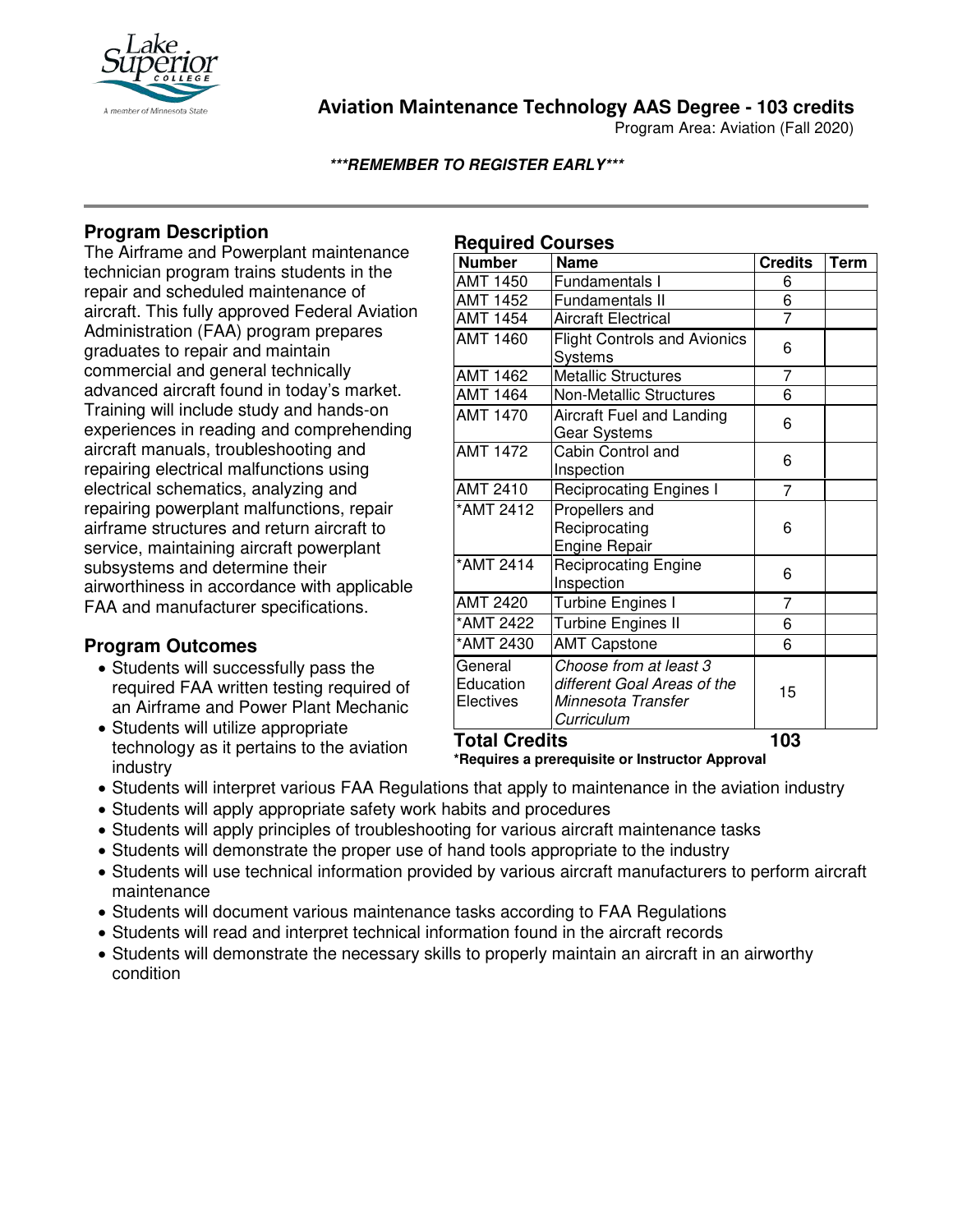# Aviation Maintenance Technology AAS Degree - 103 credits

Program Area: Aviation (Fall 2020)

***REMEMBER TO REGISTER EARLY***

## Program Description

The Airframe and Powerplant maintenance technician program trains students in the repair and scheduled maintenance of aircraft. This fully approved Federal Aviation Administration (FAA) program prepares graduates to repair and maintain commercial and general technically advanced aircraft found in today's market. Training will include study and hands-on experiences in reading and comprehending aircraft manuals, troubleshooting and repairing electrical malfunctions using electrical schematics, analyzing and repairing powerplant malfunctions, repair airframe structures and return aircraft to service, maintaining aircraft powerplant subsystems and determine their airworthiness in accordance with applicable FAA and manufacturer specifications.

## Program Outcomes

- Students will successfully pass the required FAA written testing required of an Airframe and Power Plant Mechanic
- Students will utilize appropriate technology as it pertains to the aviation industry
- Students will interpret various FAA Regulations that apply to maintenance in the aviation industry
- Students will apply appropriate safety work habits and procedures
- Students will apply principles of troubleshooting for various aircraft maintenance tasks
- Students will demonstrate the proper use of hand tools appropriate to the industry
- Students will use technical information provided by various aircraft manufacturers to perform aircraft maintenance
- Students will document various maintenance tasks according to FAA Regulations
- Students will read and interpret technical information found in the aircraft records
- Students will demonstrate the necessary skills to properly maintain an aircraft in an airworthy condition

## Required Courses

| Number | Name | Credits | Term |
|---|---|---|---|
| AMT 1450 | Fundamentals I | 6 | |
| AMT 1452 | Fundamentals II | 6 | |
| AMT 1454 | Aircraft Electrical | 7 | |
| AMT 1460 | Flight Controls and Avionics Systems | 6 | |
| AMT 1462 | Metallic Structures | 7 | |
| AMT 1464 | Non-Metallic Structures | 6 | |
| AMT 1470 | Aircraft Fuel and Landing Gear Systems | 6 | |
| AMT 1472 | Cabin Control and Inspection | 6 | |
| AMT 2410 | Reciprocating Engines I | 7 | |
| *AMT 2412 | Propellers and Reciprocating Engine Repair | 6 | |
| *AMT 2414 | Reciprocating Engine Inspection | 6 | |
| AMT 2420 | Turbine Engines I | 7 | |
| *AMT 2422 | Turbine Engines II | 6 | |
| *AMT 2430 | AMT Capstone | 6 | |
| General Education Electives | *Choose from at least 3 different Goal Areas of the Minnesota Transfer Curriculum* | 15 | |
| **Total Credits** | | **103** | |

***Requires a prerequisite or Instructor Approval**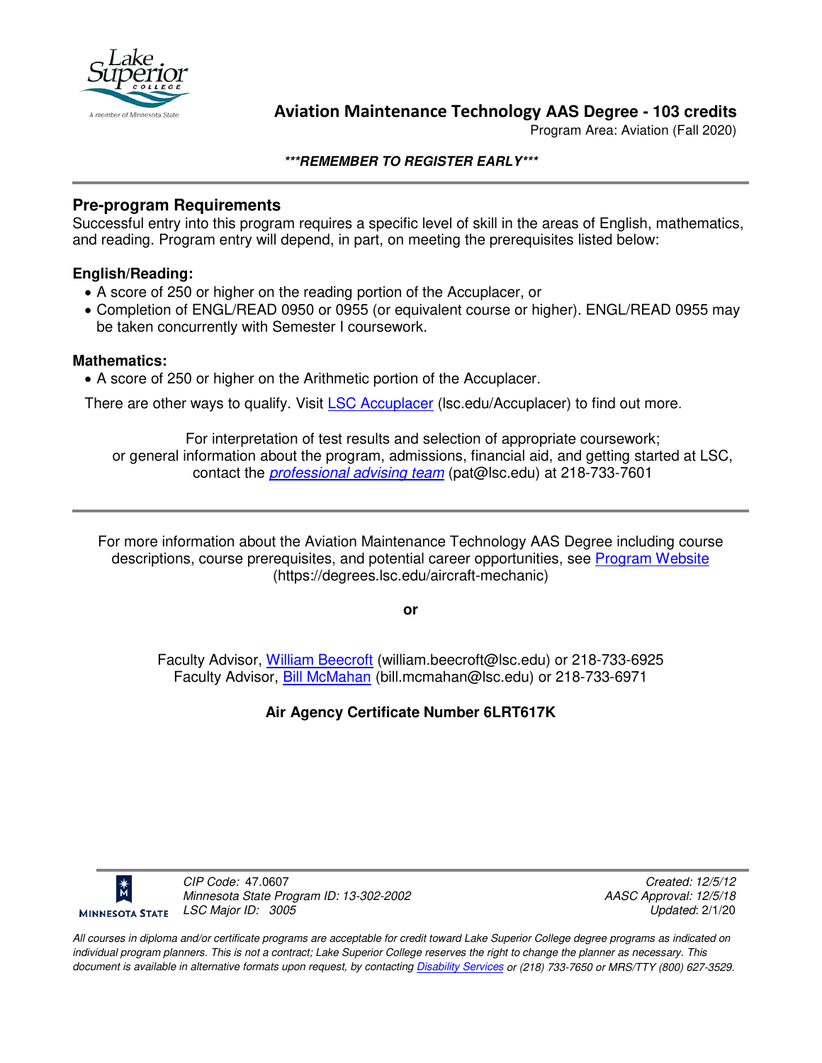# Aviation Maintenance Technology AAS Degree - 103 credits

Program Area: Aviation (Fall 2020)

***\*\*\*REMEMBER TO REGISTER EARLY\*\*\****

## Pre-program Requirements

Successful entry into this program requires a specific level of skill in the areas of English, mathematics, and reading. Program entry will depend, in part, on meeting the prerequisites listed below:

### English/Reading:

- A score of 250 or higher on the reading portion of the Accuplacer, or
- Completion of ENGL/READ 0950 or 0955 (or equivalent course or higher). ENGL/READ 0955 may be taken concurrently with Semester I coursework.

### Mathematics:

- A score of 250 or higher on the Arithmetic portion of the Accuplacer.

There are other ways to qualify. Visit LSC Accuplacer (lsc.edu/Accuplacer) to find out more.

For interpretation of test results and selection of appropriate coursework; or general information about the program, admissions, financial aid, and getting started at LSC, contact the *professional advising team* (pat@lsc.edu) at 218-733-7601

For more information about the Aviation Maintenance Technology AAS Degree including course descriptions, course prerequisites, and potential career opportunities, see Program Website (https://degrees.lsc.edu/aircraft-mechanic)

**or**

Faculty Advisor, William Beecroft (william.beecroft@lsc.edu) or 218-733-6925
Faculty Advisor, Bill McMahan (bill.mcmahan@lsc.edu) or 218-733-6971

**Air Agency Certificate Number 6LRT617K**

*CIP Code:* 47.0607
*Minnesota State Program ID: 13-302-2002*
*LSC Major ID: 3005*

*Created: 12/5/12*
*AASC Approval: 12/5/18*
*Updated*: 2/1/20

*All courses in diploma and/or certificate programs are acceptable for credit toward Lake Superior College degree programs as indicated on individual program planners. This is not a contract; Lake Superior College reserves the right to change the planner as necessary. This document is available in alternative formats upon request, by contacting Disability Services or (218) 733-7650 or MRS/TTY (800) 627-3529.*